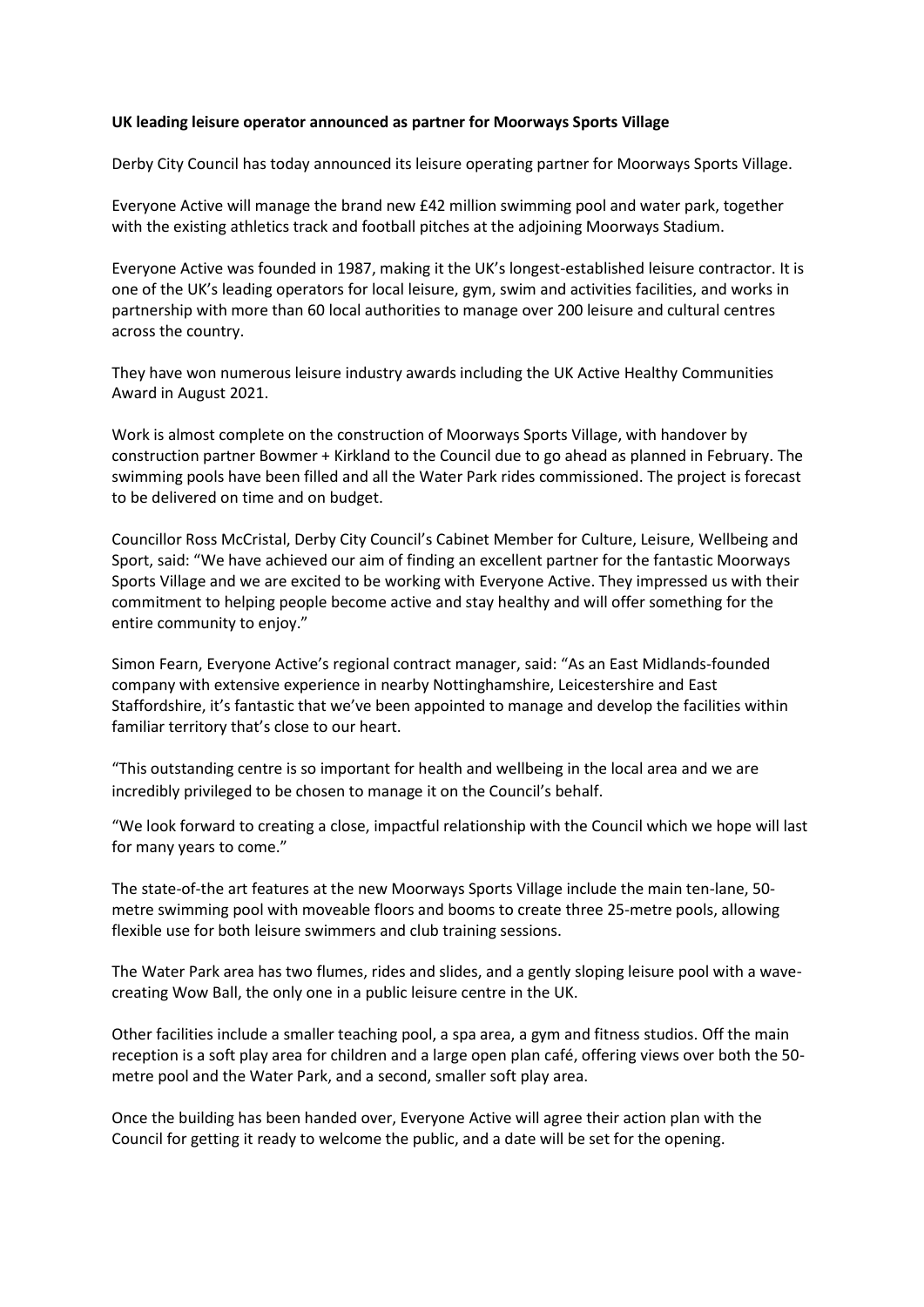**UK leading leisure operator announced as partner for Moorways Sports Village**

Derby City Council has today announced its leisure operating partner for Moorways Sports Village.

Everyone Active will manage the brand new £42 million swimming pool and water park, together with the existing athletics track and football pitches at the adjoining Moorways Stadium.

Everyone Active was founded in 1987, making it the UK's longest-established leisure contractor. It is one of the UK's leading operators for local leisure, gym, swim and activities facilities, and works in partnership with more than 60 local authorities to manage over 200 leisure and cultural centres across the country.

They have won numerous leisure industry awards including the UK Active Healthy Communities Award in August 2021.

Work is almost complete on the construction of Moorways Sports Village, with handover by construction partner Bowmer + Kirkland to the Council due to go ahead as planned in February. The swimming pools have been filled and all the Water Park rides commissioned. The project is forecast to be delivered on time and on budget.

Councillor Ross McCristal, Derby City Council's Cabinet Member for Culture, Leisure, Wellbeing and Sport, said: "We have achieved our aim of finding an excellent partner for the fantastic Moorways Sports Village and we are excited to be working with Everyone Active. They impressed us with their commitment to helping people become active and stay healthy and will offer something for the entire community to enjoy."

Simon Fearn, Everyone Active's regional contract manager, said: "As an East Midlands-founded company with extensive experience in nearby Nottinghamshire, Leicestershire and East Staffordshire, it's fantastic that we've been appointed to manage and develop the facilities within familiar territory that's close to our heart.

"This outstanding centre is so important for health and wellbeing in the local area and we are incredibly privileged to be chosen to manage it on the Council's behalf.

"We look forward to creating a close, impactful relationship with the Council which we hope will last for many years to come."

The state-of-the art features at the new Moorways Sports Village include the main ten-lane, 50-metre swimming pool with moveable floors and booms to create three 25-metre pools, allowing flexible use for both leisure swimmers and club training sessions.

The Water Park area has two flumes, rides and slides, and a gently sloping leisure pool with a wave-creating Wow Ball, the only one in a public leisure centre in the UK.

Other facilities include a smaller teaching pool, a spa area, a gym and fitness studios. Off the main reception is a soft play area for children and a large open plan café, offering views over both the 50-metre pool and the Water Park, and a second, smaller soft play area.

Once the building has been handed over, Everyone Active will agree their action plan with the Council for getting it ready to welcome the public, and a date will be set for the opening.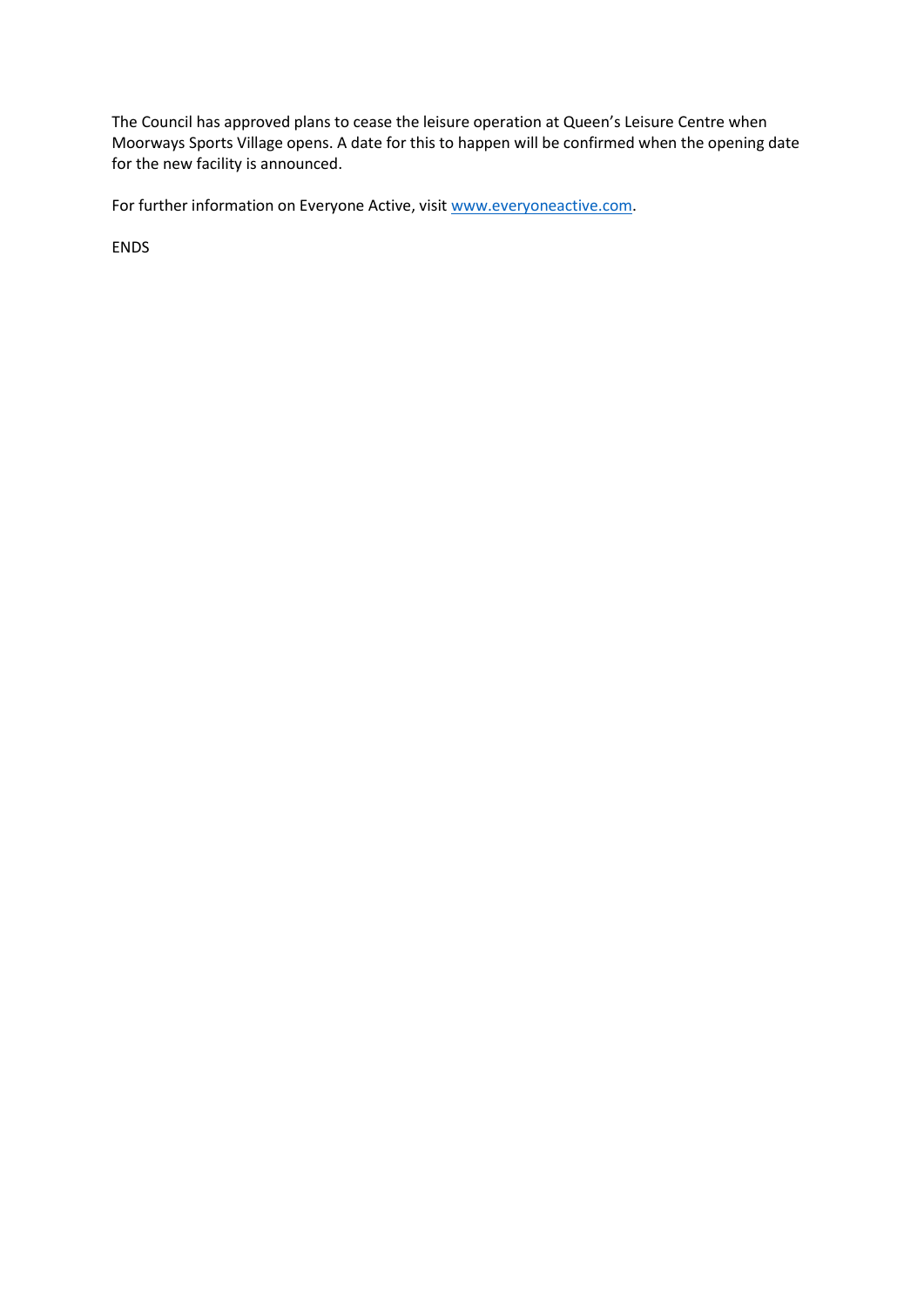The Council has approved plans to cease the leisure operation at Queen's Leisure Centre when Moorways Sports Village opens. A date for this to happen will be confirmed when the opening date for the new facility is announced.

For further information on Everyone Active, visit [www.everyoneactive.com](http://www.everyoneactive.com).

ENDS